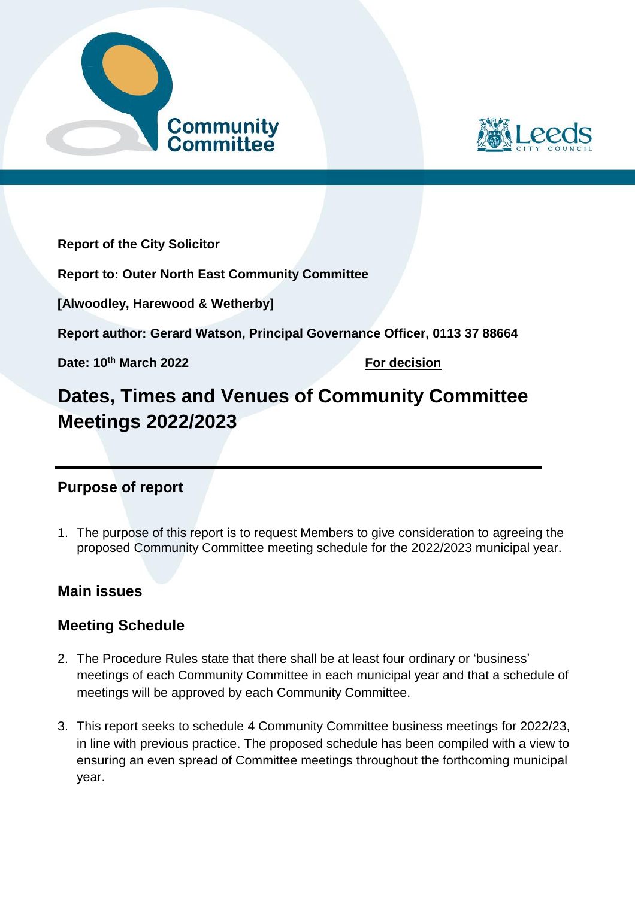**Report of the City Solicitor**

**Report to: Outer North East Community Committee**

**[Alwoodley, Harewood & Wetherby]**

**Report author: Gerard Watson, Principal Governance Officer, 0113 37 88664**

**Date: 10th March 2022** **For decision**

# Dates, Times and Venues of Community Committee Meetings 2022/2023

## Purpose of report

1. The purpose of this report is to request Members to give consideration to agreeing the proposed Community Committee meeting schedule for the 2022/2023 municipal year.

## Main issues

## Meeting Schedule

2. The Procedure Rules state that there shall be at least four ordinary or 'business' meetings of each Community Committee in each municipal year and that a schedule of meetings will be approved by each Community Committee.

3. This report seeks to schedule 4 Community Committee business meetings for 2022/23, in line with previous practice. The proposed schedule has been compiled with a view to ensuring an even spread of Committee meetings throughout the forthcoming municipal year.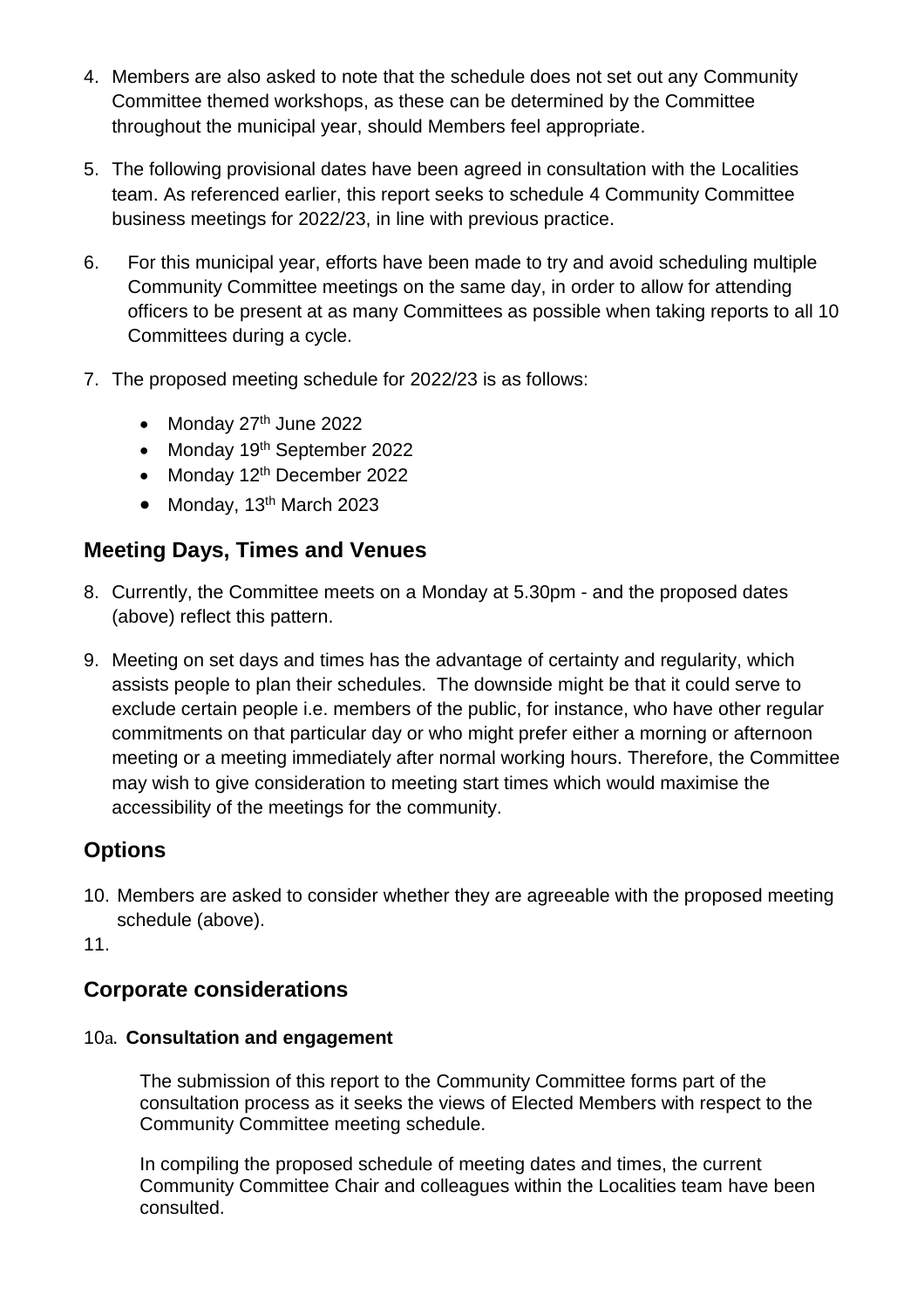4. Members are also asked to note that the schedule does not set out any Community Committee themed workshops, as these can be determined by the Committee throughout the municipal year, should Members feel appropriate.

5. The following provisional dates have been agreed in consultation with the Localities team. As referenced earlier, this report seeks to schedule 4 Community Committee business meetings for 2022/23, in line with previous practice.

6. For this municipal year, efforts have been made to try and avoid scheduling multiple Community Committee meetings on the same day, in order to allow for attending officers to be present at as many Committees as possible when taking reports to all 10 Committees during a cycle.

7. The proposed meeting schedule for 2022/23 is as follows:

   - Monday 27th June 2022
   - Monday 19th September 2022
   - Monday 12th December 2022
   - Monday, 13th March 2023

## Meeting Days, Times and Venues

8. Currently, the Committee meets on a Monday at 5.30pm - and the proposed dates (above) reflect this pattern.

9. Meeting on set days and times has the advantage of certainty and regularity, which assists people to plan their schedules. The downside might be that it could serve to exclude certain people i.e. members of the public, for instance, who have other regular commitments on that particular day or who might prefer either a morning or afternoon meeting or a meeting immediately after normal working hours. Therefore, the Committee may wish to give consideration to meeting start times which would maximise the accessibility of the meetings for the community.

## Options

10. Members are asked to consider whether they are agreeable with the proposed meeting schedule (above).

11.

## Corporate considerations

#### 10a. **Consultation and engagement**

The submission of this report to the Community Committee forms part of the consultation process as it seeks the views of Elected Members with respect to the Community Committee meeting schedule.

In compiling the proposed schedule of meeting dates and times, the current Community Committee Chair and colleagues within the Localities team have been consulted.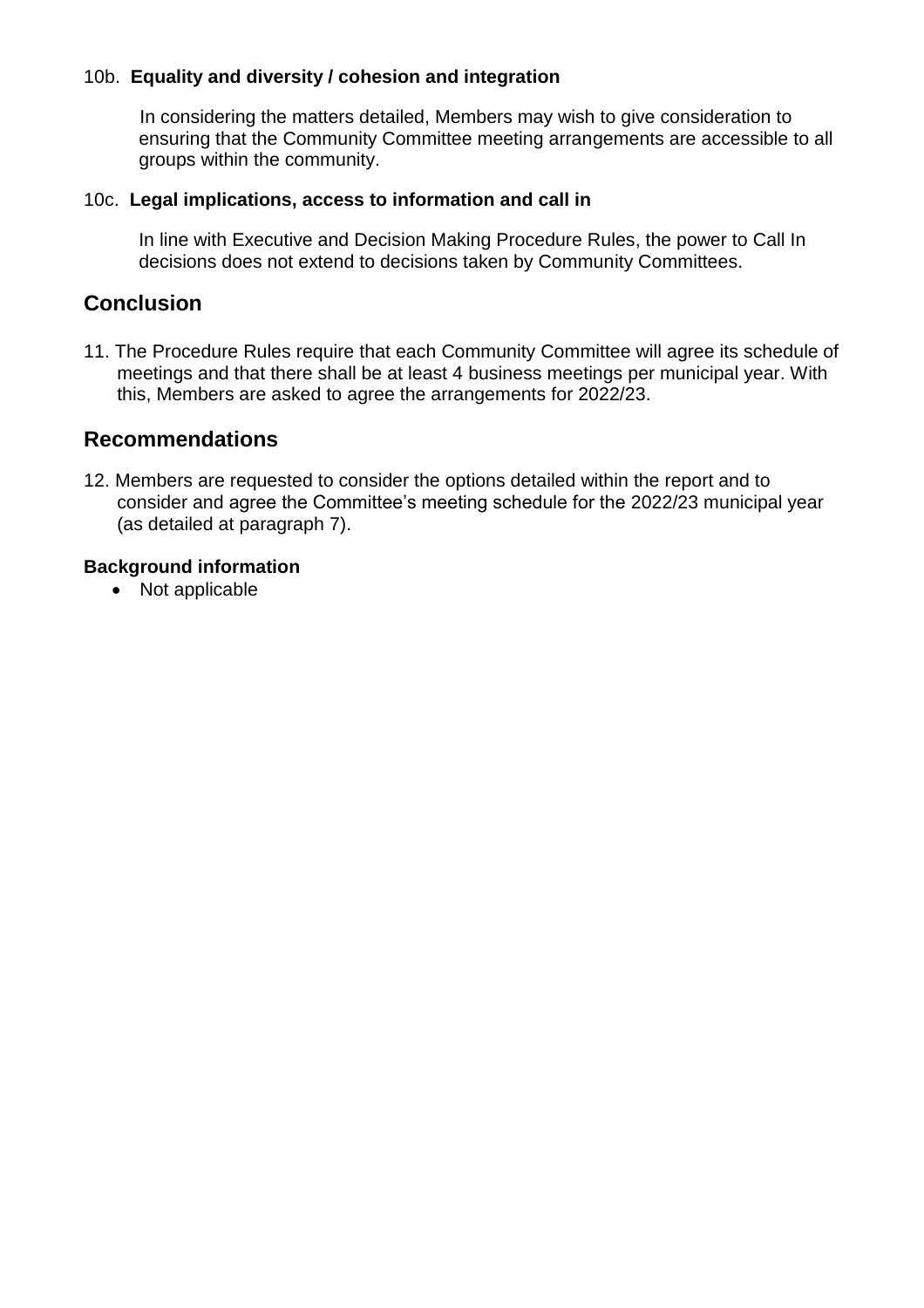10b. **Equality and diversity / cohesion and integration**

In considering the matters detailed, Members may wish to give consideration to ensuring that the Community Committee meeting arrangements are accessible to all groups within the community.

10c. **Legal implications, access to information and call in**

In line with Executive and Decision Making Procedure Rules, the power to Call In decisions does not extend to decisions taken by Community Committees.

## Conclusion

11. The Procedure Rules require that each Community Committee will agree its schedule of meetings and that there shall be at least 4 business meetings per municipal year. With this, Members are asked to agree the arrangements for 2022/23.

## Recommendations

12. Members are requested to consider the options detailed within the report and to consider and agree the Committee's meeting schedule for the 2022/23 municipal year (as detailed at paragraph 7).

**Background information**

- Not applicable